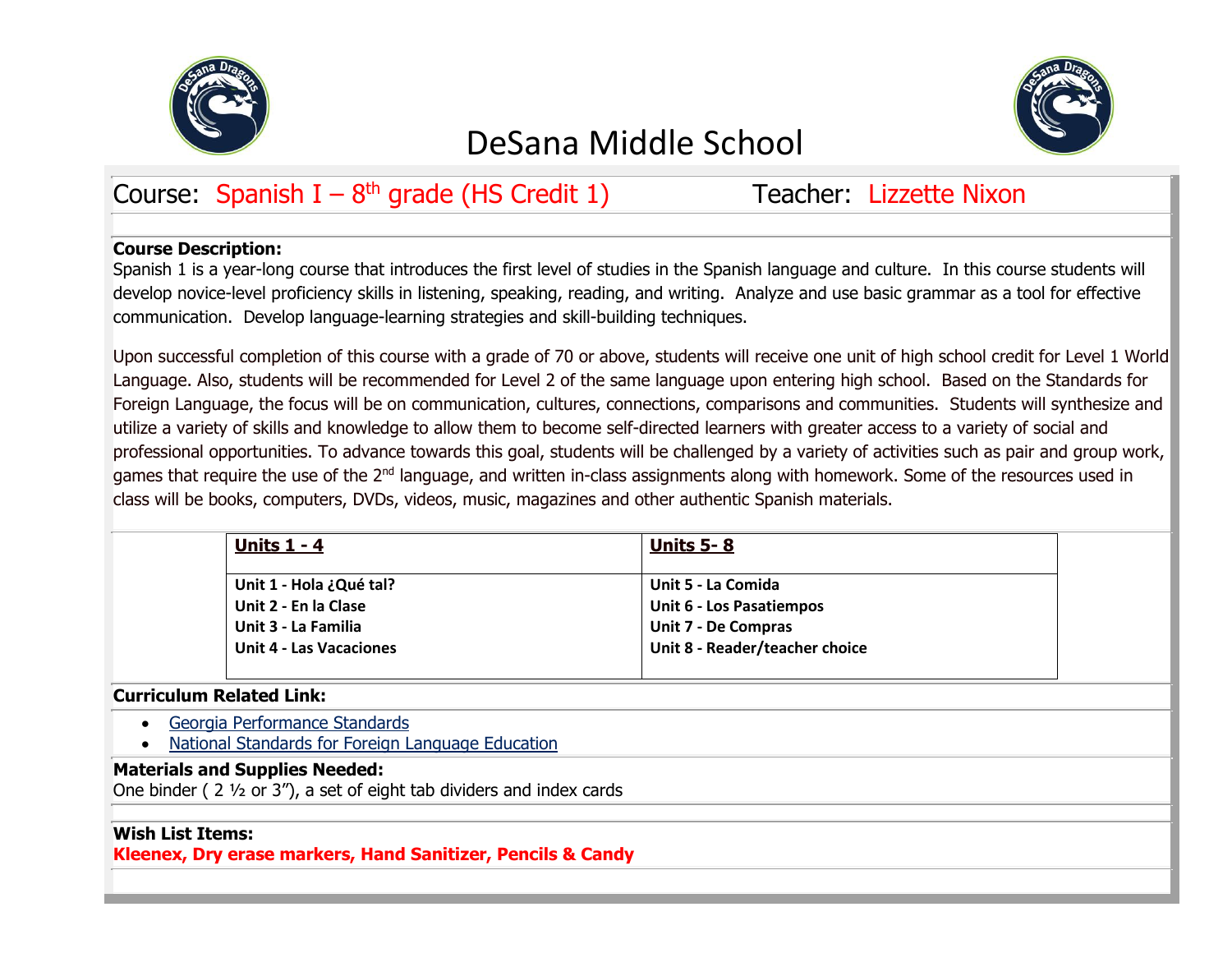# DeSana Middle School

**Course:** Spanish I – 8th grade (HS Credit 1) **Teacher:** Lizzette Nixon

**Course Description:**

Spanish 1 is a year-long course that introduces the first level of studies in the Spanish language and culture. In this course students will develop novice-level proficiency skills in listening, speaking, reading, and writing. Analyze and use basic grammar as a tool for effective communication. Develop language-learning strategies and skill-building techniques.

Upon successful completion of this course with a grade of 70 or above, students will receive one unit of high school credit for Level 1 World Language. Also, students will be recommended for Level 2 of the same language upon entering high school. Based on the Standards for Foreign Language, the focus will be on communication, cultures, connections, comparisons and communities. Students will synthesize and utilize a variety of skills and knowledge to allow them to become self-directed learners with greater access to a variety of social and professional opportunities. To advance towards this goal, students will be challenged by a variety of activities such as pair and group work, games that require the use of the 2nd language, and written in-class assignments along with homework. Some of the resources used in class will be books, computers, DVDs, videos, music, magazines and other authentic Spanish materials.

| **Units 1 - 4** | **Units 5- 8** |
|---|---|
| **Unit 1 - Hola ¿Qué tal?**<br>**Unit 2 - En la Clase**<br>**Unit 3 - La Familia**<br>**Unit 4 - Las Vacaciones** | **Unit 5 - La Comida**<br>**Unit 6 - Los Pasatiempos**<br>**Unit 7 - De Compras**<br>**Unit 8 - Reader/teacher choice** |

**Curriculum Related Link:**

- Georgia Performance Standards
- National Standards for Foreign Language Education

**Materials and Supplies Needed:**

One binder ( 2 ½ or 3”), a set of eight tab dividers and index cards

**Wish List Items:**

**Kleenex, Dry erase markers, Hand Sanitizer, Pencils & Candy**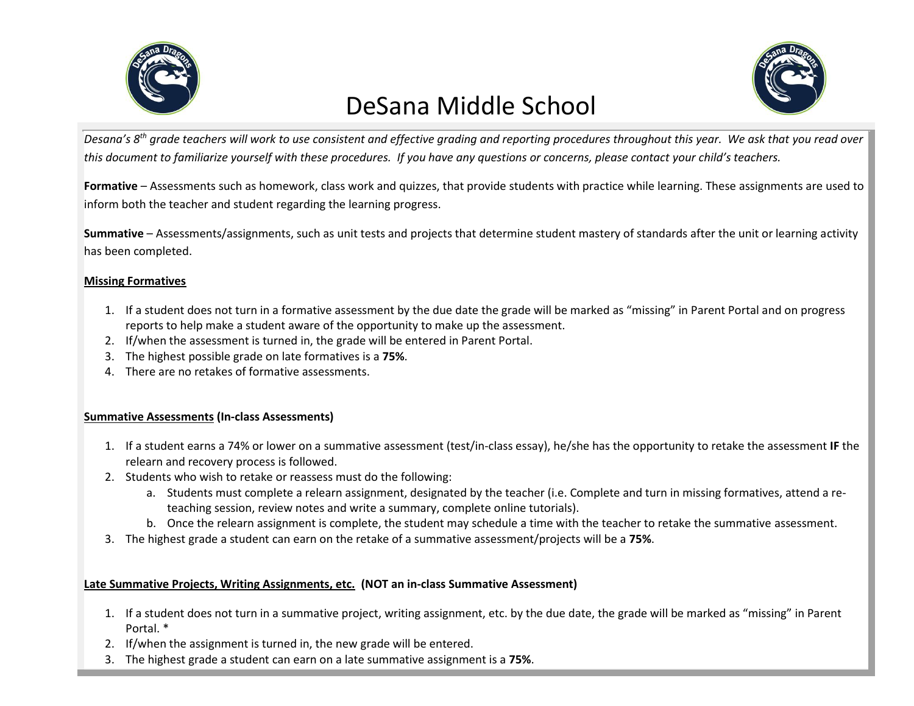# DeSana Middle School

*Desana's 8th grade teachers will work to use consistent and effective grading and reporting procedures throughout this year. We ask that you read over this document to familiarize yourself with these procedures. If you have any questions or concerns, please contact your child's teachers.*

**Formative** – Assessments such as homework, class work and quizzes, that provide students with practice while learning. These assignments are used to inform both the teacher and student regarding the learning progress.

**Summative** – Assessments/assignments, such as unit tests and projects that determine student mastery of standards after the unit or learning activity has been completed.

**Missing Formatives**

1. If a student does not turn in a formative assessment by the due date the grade will be marked as "missing" in Parent Portal and on progress reports to help make a student aware of the opportunity to make up the assessment.
2. If/when the assessment is turned in, the grade will be entered in Parent Portal.
3. The highest possible grade on late formatives is a **75%**.
4. There are no retakes of formative assessments.

**Summative Assessments (In-class Assessments)**

1. If a student earns a 74% or lower on a summative assessment (test/in-class essay), he/she has the opportunity to retake the assessment **IF** the relearn and recovery process is followed.
2. Students who wish to retake or reassess must do the following:
   a. Students must complete a relearn assignment, designated by the teacher (i.e. Complete and turn in missing formatives, attend a re-teaching session, review notes and write a summary, complete online tutorials).
   b. Once the relearn assignment is complete, the student may schedule a time with the teacher to retake the summative assessment.
3. The highest grade a student can earn on the retake of a summative assessment/projects will be a **75%**.

**Late Summative Projects, Writing Assignments, etc. (NOT an in-class Summative Assessment)**

1. If a student does not turn in a summative project, writing assignment, etc. by the due date, the grade will be marked as "missing" in Parent Portal. *
2. If/when the assignment is turned in, the new grade will be entered.
3. The highest grade a student can earn on a late summative assignment is a **75%**.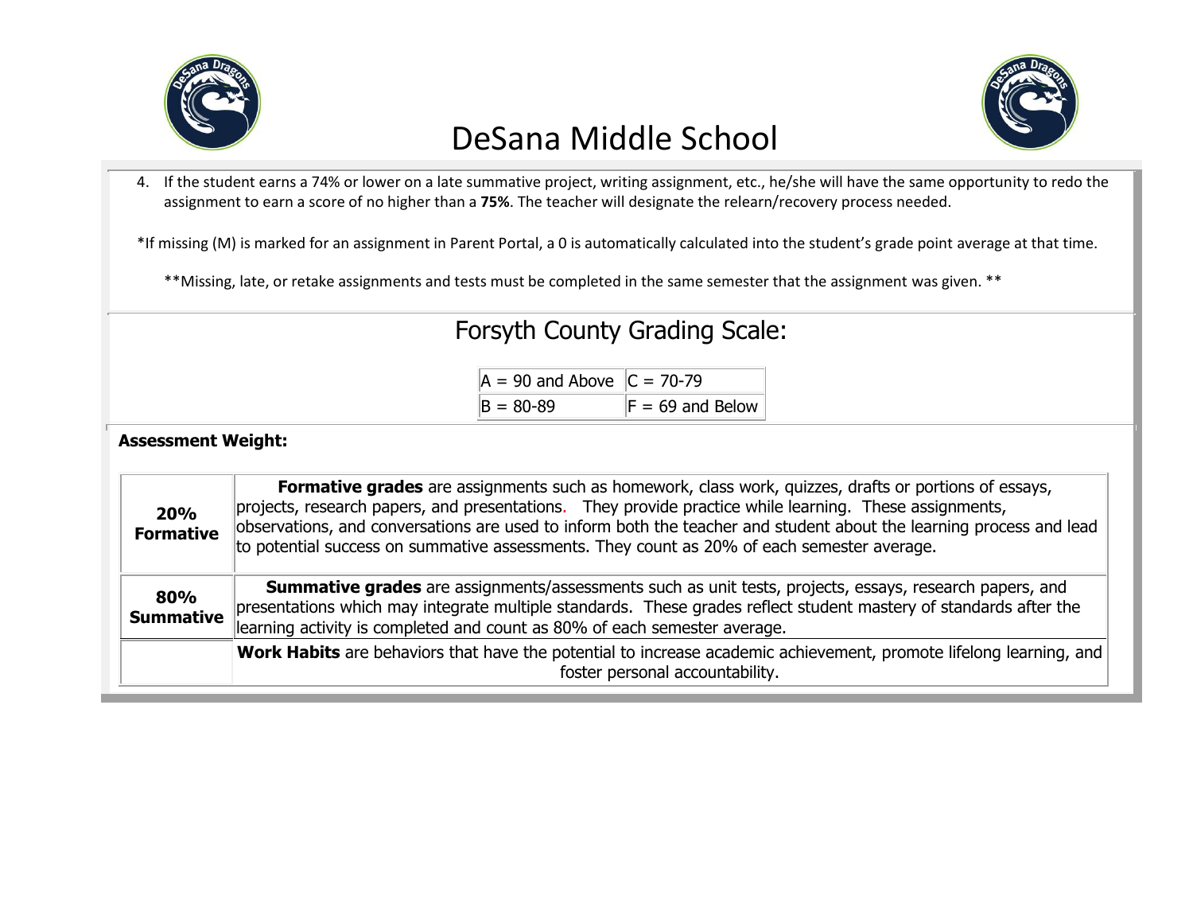# DeSana Middle School

4. If the student earns a 74% or lower on a late summative project, writing assignment, etc., he/she will have the same opportunity to redo the assignment to earn a score of no higher than a **75%**. The teacher will designate the relearn/recovery process needed.

*If missing (M) is marked for an assignment in Parent Portal, a 0 is automatically calculated into the student's grade point average at that time.

**Missing, late, or retake assignments and tests must be completed in the same semester that the assignment was given. **

## Forsyth County Grading Scale:

| | |
|---|---|
| A = 90 and Above | C = 70-79 |
| B = 80-89 | F = 69 and Below |

**Assessment Weight:**

| | |
|---|---|
| **20% Formative** | **Formative grades** are assignments such as homework, class work, quizzes, drafts or portions of essays, projects, research papers, and presentations. They provide practice while learning. These assignments, observations, and conversations are used to inform both the teacher and student about the learning process and lead to potential success on summative assessments. They count as 20% of each semester average. |
| **80% Summative** | **Summative grades** are assignments/assessments such as unit tests, projects, essays, research papers, and presentations which may integrate multiple standards. These grades reflect student mastery of standards after the learning activity is completed and count as 80% of each semester average. |
| | **Work Habits** are behaviors that have the potential to increase academic achievement, promote lifelong learning, and foster personal accountability. |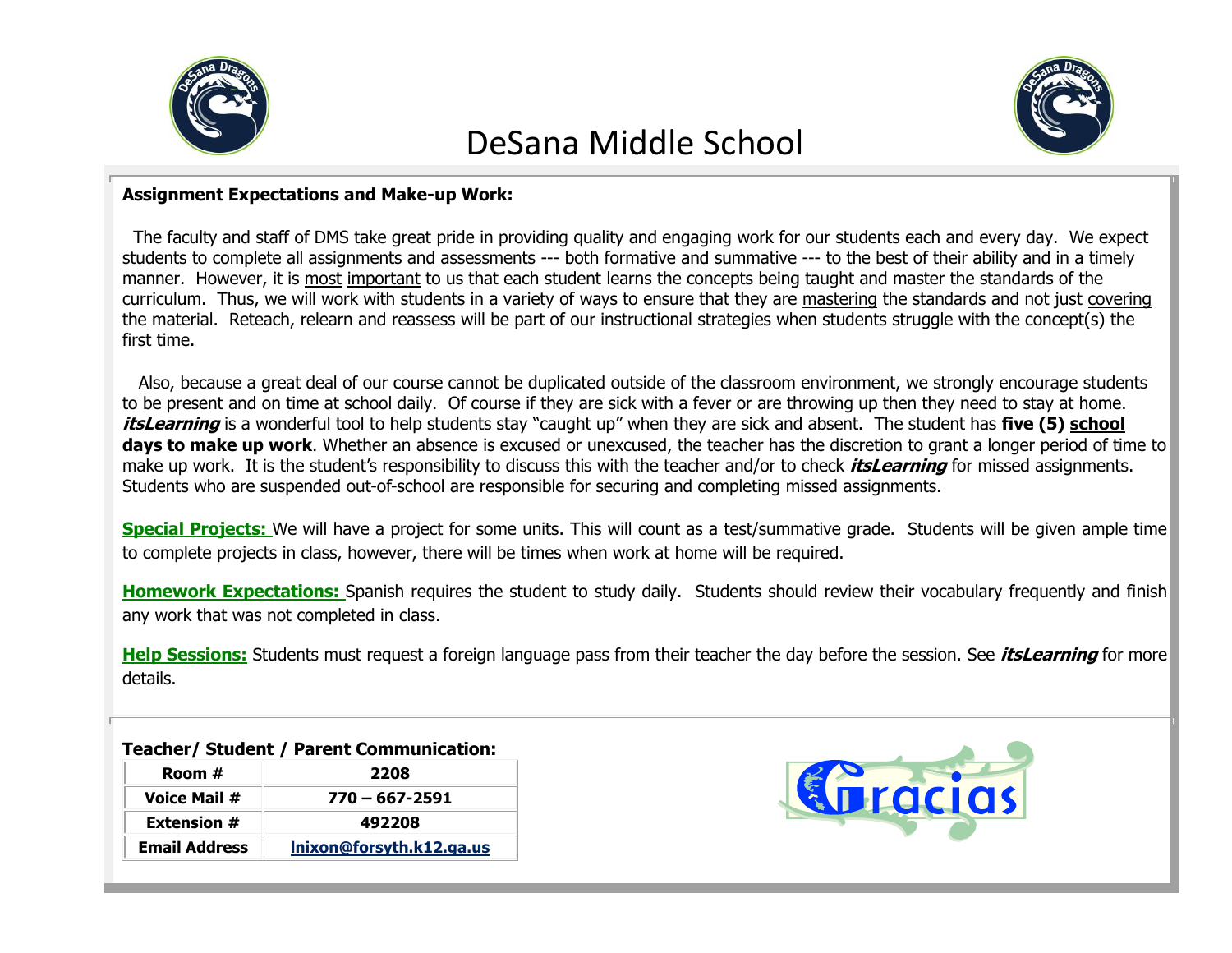# DeSana Middle School

**Assignment Expectations and Make-up Work:**

The faculty and staff of DMS take great pride in providing quality and engaging work for our students each and every day. We expect students to complete all assignments and assessments --- both formative and summative --- to the best of their ability and in a timely manner. However, it is most important to us that each student learns the concepts being taught and master the standards of the curriculum. Thus, we will work with students in a variety of ways to ensure that they are mastering the standards and not just covering the material. Reteach, relearn and reassess will be part of our instructional strategies when students struggle with the concept(s) the first time.

Also, because a great deal of our course cannot be duplicated outside of the classroom environment, we strongly encourage students to be present and on time at school daily. Of course if they are sick with a fever or are throwing up then they need to stay at home. ***itsLearning*** is a wonderful tool to help students stay "caught up" when they are sick and absent. The student has **five (5) school days to make up work**. Whether an absence is excused or unexcused, the teacher has the discretion to grant a longer period of time to make up work. It is the student's responsibility to discuss this with the teacher and/or to check ***itsLearning*** for missed assignments. Students who are suspended out-of-school are responsible for securing and completing missed assignments.

**Special Projects:** We will have a project for some units. This will count as a test/summative grade. Students will be given ample time to complete projects in class, however, there will be times when work at home will be required.

**Homework Expectations:** Spanish requires the student to study daily. Students should review their vocabulary frequently and finish any work that was not completed in class.

**Help Sessions:** Students must request a foreign language pass from their teacher the day before the session. See ***itsLearning*** for more details.

**Teacher/ Student / Parent Communication:**

| | |
|---|---|
| **Room #** | **2208** |
| **Voice Mail #** | **770 – 667-2591** |
| **Extension #** | **492208** |
| **Email Address** | **lnixon@forsyth.k12.ga.us** |

Gracias